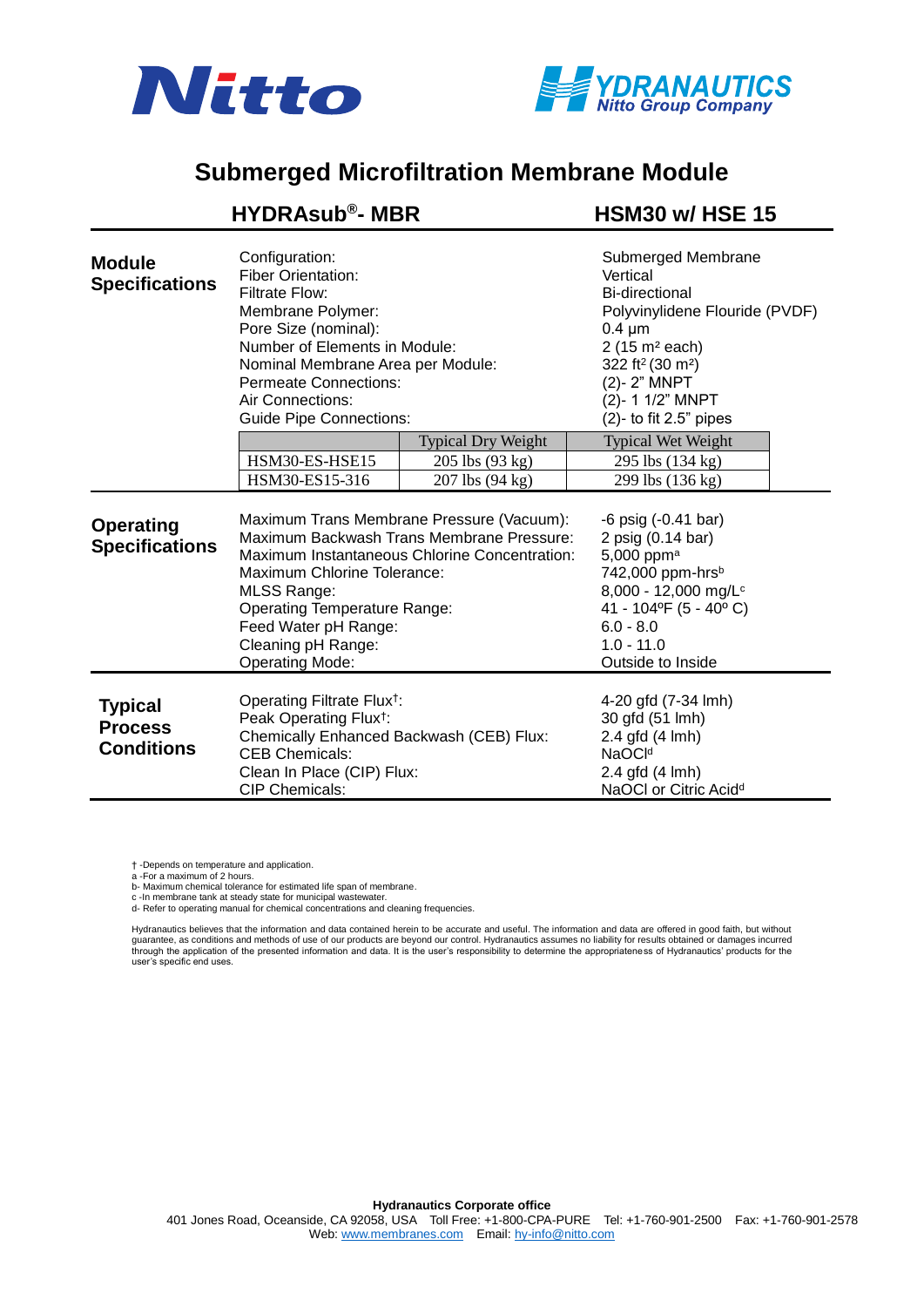Nitto

HYDRANAUTICS
Nitto Group Company

# Submerged Microfiltration Membrane Module

## HYDRAsub®- MBR — HSM30 w/ HSE 15

### Module Specifications

| | |
|---|---|
| Configuration: | Submerged Membrane |
| Fiber Orientation: | Vertical |
| Filtrate Flow: | Bi-directional |
| Membrane Polymer: | Polyvinylidene Flouride (PVDF) |
| Pore Size (nominal): | 0.4 µm |
| Number of Elements in Module: | 2 (15 $m^2$ each) |
| Nominal Membrane Area per Module: | 322 $ft^2$ (30 $m^2$) |
| Permeate Connections: | (2)- 2" MNPT |
| Air Connections: | (2)- 1 1/2" MNPT |
| Guide Pipe Connections: | (2)- to fit 2.5" pipes |

| | Typical Dry Weight | Typical Wet Weight |
|---|---|---|
| HSM30-ES-HSE15 | 205 lbs (93 kg) | 295 lbs (134 kg) |
| HSM30-ES15-316 | 207 lbs (94 kg) | 299 lbs (136 kg) |

### Operating Specifications

| | |
|---|---|
| Maximum Trans Membrane Pressure (Vacuum): | -6 psig (-0.41 bar) |
| Maximum Backwash Trans Membrane Pressure: | 2 psig (0.14 bar) |
| Maximum Instantaneous Chlorine Concentration: | 5,000 ppm[a] |
| Maximum Chlorine Tolerance: | 742,000 ppm-hrs[b] |
| MLSS Range: | 8,000 - 12,000 mg/L[c] |
| Operating Temperature Range: | 41 - 104ºF (5 - 40º C) |
| Feed Water pH Range: | 6.0 - 8.0 |
| Cleaning pH Range: | 1.0 - 11.0 |
| Operating Mode: | Outside to Inside |

### Typical Process Conditions

| | |
|---|---|
| Operating Filtrate Flux†: | 4-20 gfd (7-34 lmh) |
| Peak Operating Flux†: | 30 gfd (51 lmh) |
| Chemically Enhanced Backwash (CEB) Flux: | 2.4 gfd (4 lmh) |
| CEB Chemicals: | NaOCl[d] |
| Clean In Place (CIP) Flux: | 2.4 gfd (4 lmh) |
| CIP Chemicals: | NaOCl or Citric Acid[d] |

† -Depends on temperature and application.
a -For a maximum of 2 hours.
b- Maximum chemical tolerance for estimated life span of membrane.
c -In membrane tank at steady state for municipal wastewater.
d- Refer to operating manual for chemical concentrations and cleaning frequencies.

Hydranautics believes that the information and data contained herein to be accurate and useful. The information and data are offered in good faith, but without guarantee, as conditions and methods of use of our products are beyond our control. Hydranautics assumes no liability for results obtained or damages incurred through the application of the presented information and data. It is the user's responsibility to determine the appropriateness of Hydranautics' products for the user's specific end uses.

**Hydranautics Corporate office**
401 Jones Road, Oceanside, CA 92058, USA Toll Free: +1-800-CPA-PURE Tel: +1-760-901-2500 Fax: +1-760-901-2578
Web: www.membranes.com Email: hy-info@nitto.com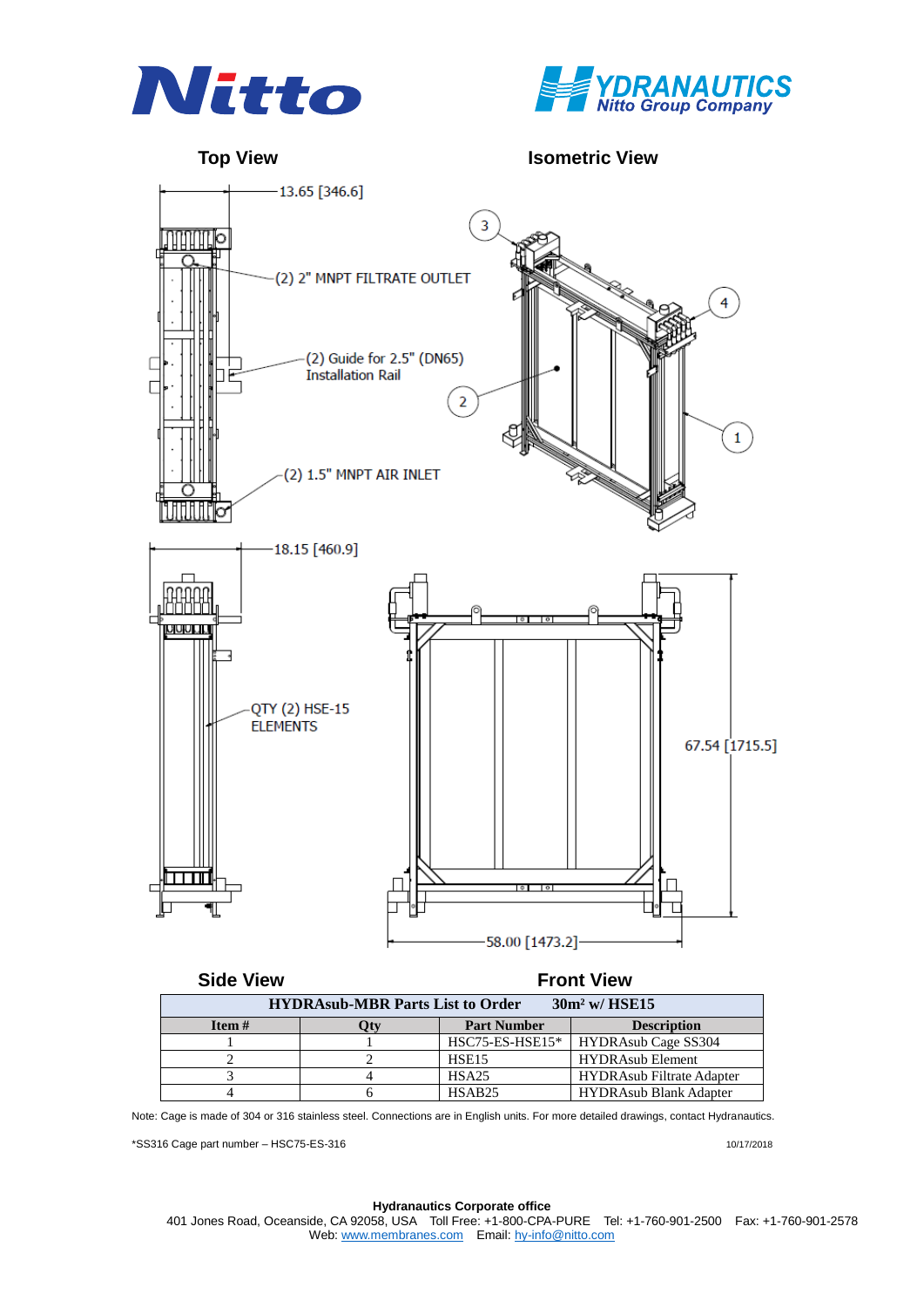## Top View

13.65 [346.6]

(2) 2" MNPT FILTRATE OUTLET

(2) Guide for 2.5" (DN65) Installation Rail

(2) 1.5" MNPT AIR INLET

## Isometric View

3

4

2

1

18.15 [460.9]

QTY (2) HSE-15 ELEMENTS

67.54 [1715.5]

58.00 [1473.2]

## Side View

## Front View

| HYDRAsub-MBR Parts List to Order 30m² w/ HSE15 | | | |
|---|---|---|---|
| **Item #** | **Qty** | **Part Number** | **Description** |
| 1 | 1 | HSC75-ES-HSE15* | HYDRAsub Cage SS304 |
| 2 | 2 | HSE15 | HYDRAsub Element |
| 3 | 4 | HSA25 | HYDRAsub Filtrate Adapter |
| 4 | 6 | HSAB25 | HYDRAsub Blank Adapter |

Note: Cage is made of 304 or 316 stainless steel. Connections are in English units. For more detailed drawings, contact Hydranautics.

*SS316 Cage part number – HSC75-ES-316

10/17/2018

**Hydranautics Corporate office**
401 Jones Road, Oceanside, CA 92058, USA Toll Free: +1-800-CPA-PURE Tel: +1-760-901-2500 Fax: +1-760-901-2578
Web: www.membranes.com Email: hy-info@nitto.com